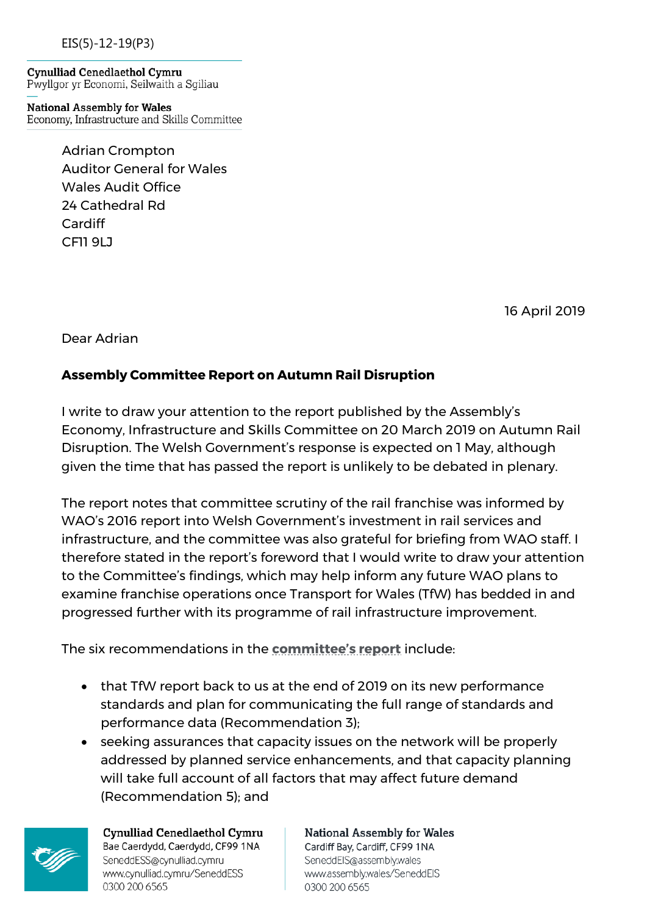EIS(5)-12-19(P3)

**Cynulliad Cenedlaethol Cymru**
Pwyllgor yr Economi, Seilwaith a Sgiliau

**National Assembly for Wales**
Economy, Infrastructure and Skills Committee

Adrian Crompton
Auditor General for Wales
Wales Audit Office
24 Cathedral Rd
Cardiff
CF11 9LJ

16 April 2019

Dear Adrian

**Assembly Committee Report on Autumn Rail Disruption**

I write to draw your attention to the report published by the Assembly's Economy, Infrastructure and Skills Committee on 20 March 2019 on Autumn Rail Disruption. The Welsh Government's response is expected on 1 May, although given the time that has passed the report is unlikely to be debated in plenary.

The report notes that committee scrutiny of the rail franchise was informed by WAO's 2016 report into Welsh Government's investment in rail services and infrastructure, and the committee was also grateful for briefing from WAO staff. I therefore stated in the report's foreword that I would write to draw your attention to the Committee's findings, which may help inform any future WAO plans to examine franchise operations once Transport for Wales (TfW) has bedded in and progressed further with its programme of rail infrastructure improvement.

The six recommendations in the **committee's report** include:

- that TfW report back to us at the end of 2019 on its new performance standards and plan for communicating the full range of standards and performance data (Recommendation 3);
- seeking assurances that capacity issues on the network will be properly addressed by planned service enhancements, and that capacity planning will take full account of all factors that may affect future demand (Recommendation 5); and

**Cynulliad Cenedlaethol Cymru**
Bae Caerdydd, Caerdydd, CF99 1NA
SeneddESS@cynulliad.cymru
www.cynulliad.cymru/SeneddESS
0300 200 6565

**National Assembly for Wales**
Cardiff Bay, Cardiff, CF99 1NA
SeneddEIS@assembly.wales
www.assembly.wales/SeneddEIS
0300 200 6565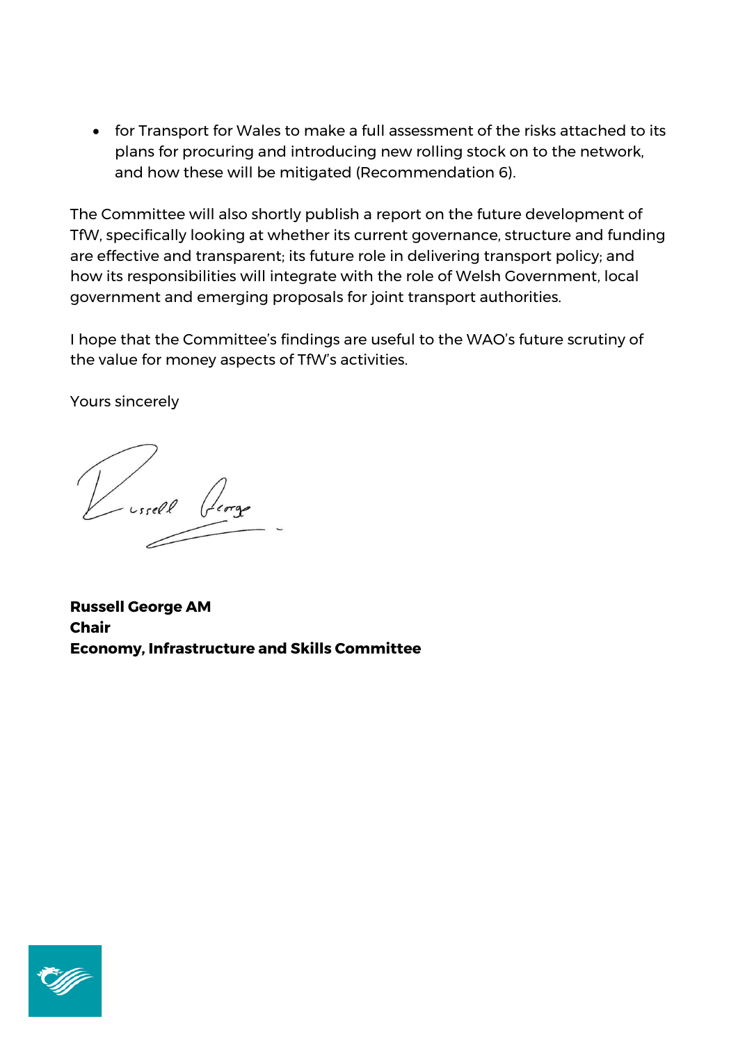- for Transport for Wales to make a full assessment of the risks attached to its plans for procuring and introducing new rolling stock on to the network, and how these will be mitigated (Recommendation 6).

The Committee will also shortly publish a report on the future development of TfW, specifically looking at whether its current governance, structure and funding are effective and transparent; its future role in delivering transport policy; and how its responsibilities will integrate with the role of Welsh Government, local government and emerging proposals for joint transport authorities.

I hope that the Committee's findings are useful to the WAO's future scrutiny of the value for money aspects of TfW's activities.

Yours sincerely

**Russell George AM**
**Chair**
**Economy, Infrastructure and Skills Committee**